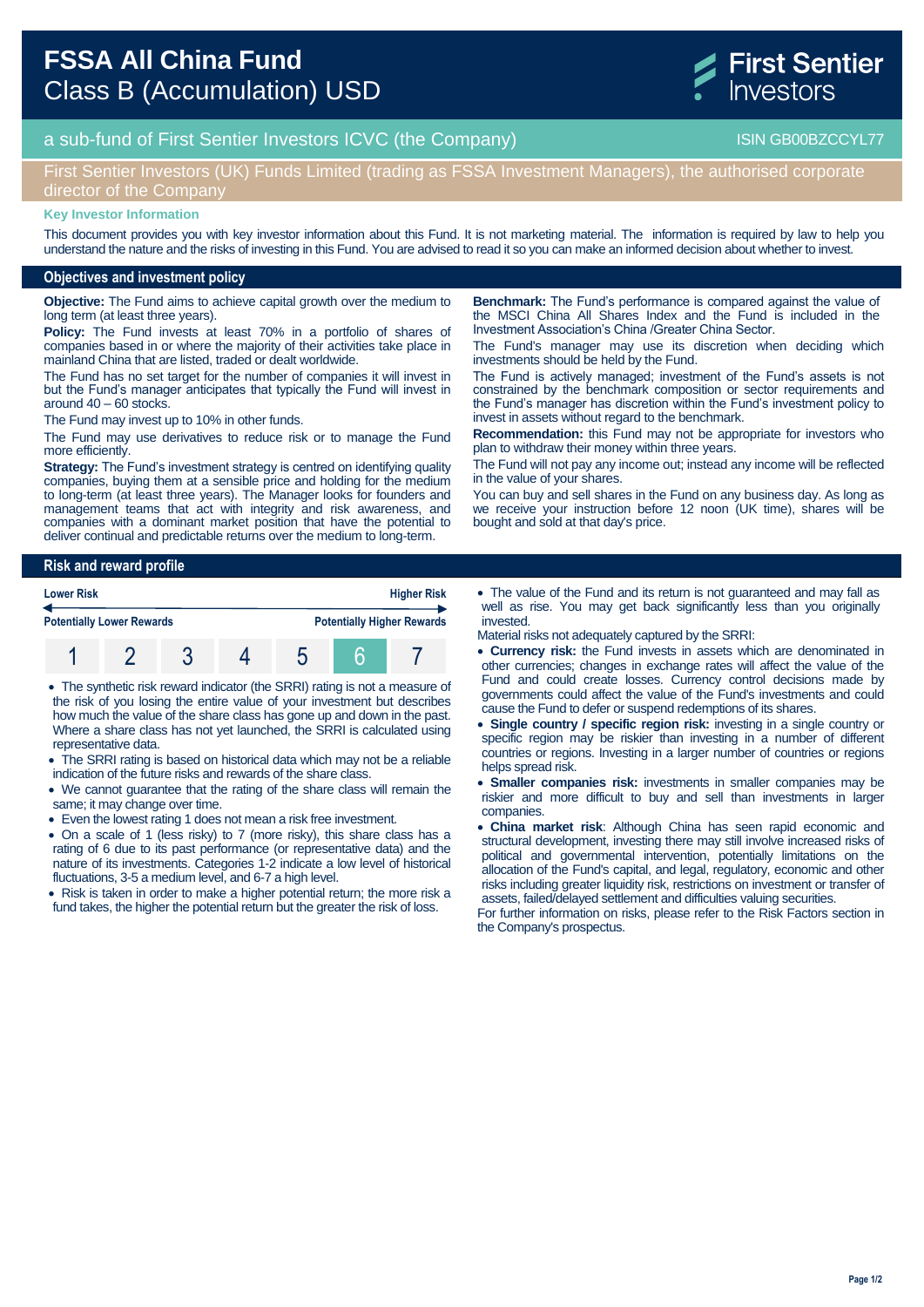# FSSA All China Fund
## Class B (Accumulation) USD

First Sentier Investors

a sub-fund of First Sentier Investors ICVC (the Company) — ISIN GB00BZCCYL77

First Sentier Investors (UK) Funds Limited (trading as FSSA Investment Managers), the authorised corporate director of the Company

**Key Investor Information**

This document provides you with key investor information about this Fund. It is not marketing material. The information is required by law to help you understand the nature and the risks of investing in this Fund. You are advised to read it so you can make an informed decision about whether to invest.

## Objectives and investment policy

**Objective:** The Fund aims to achieve capital growth over the medium to long term (at least three years).

**Policy:** The Fund invests at least 70% in a portfolio of shares of companies based in or where the majority of their activities take place in mainland China that are listed, traded or dealt worldwide.

The Fund has no set target for the number of companies it will invest in but the Fund's manager anticipates that typically the Fund will invest in around 40 – 60 stocks.

The Fund may invest up to 10% in other funds.

The Fund may use derivatives to reduce risk or to manage the Fund more efficiently.

**Strategy:** The Fund's investment strategy is centred on identifying quality companies, buying them at a sensible price and holding for the medium to long-term (at least three years). The Manager looks for founders and management teams that act with integrity and risk awareness, and companies with a dominant market position that have the potential to deliver continual and predictable returns over the medium to long-term.

**Benchmark:** The Fund's performance is compared against the value of the MSCI China All Shares Index and the Fund is included in the Investment Association's China /Greater China Sector.

The Fund's manager may use its discretion when deciding which investments should be held by the Fund.

The Fund is actively managed; investment of the Fund's assets is not constrained by the benchmark composition or sector requirements and the Fund's manager has discretion within the Fund's investment policy to invest in assets without regard to the benchmark.

**Recommendation:** this Fund may not be appropriate for investors who plan to withdraw their money within three years.

The Fund will not pay any income out; instead any income will be reflected in the value of your shares.

You can buy and sell shares in the Fund on any business day. As long as we receive your instruction before 12 noon (UK time), shares will be bought and sold at that day's price.

## Risk and reward profile

| Lower Risk | | | | | | Higher Risk |
|---|---|---|---|---|---|---|
| Potentially Lower Rewards | | | | | | Potentially Higher Rewards |
| 1 | 2 | 3 | 4 | 5 | **6** | 7 |

- The synthetic risk reward indicator (the SRRI) rating is not a measure of the risk of you losing the entire value of your investment but describes how much the value of the share class has gone up and down in the past. Where a share class has not yet launched, the SRRI is calculated using representative data.
- The SRRI rating is based on historical data which may not be a reliable indication of the future risks and rewards of the share class.
- We cannot guarantee that the rating of the share class will remain the same; it may change over time.
- Even the lowest rating 1 does not mean a risk free investment.
- On a scale of 1 (less risky) to 7 (more risky), this share class has a rating of 6 due to its past performance (or representative data) and the nature of its investments. Categories 1-2 indicate a low level of historical fluctuations, 3-5 a medium level, and 6-7 a high level.
- Risk is taken in order to make a higher potential return; the more risk a fund takes, the higher the potential return but the greater the risk of loss.
- The value of the Fund and its return is not guaranteed and may fall as well as rise. You may get back significantly less than you originally invested.

Material risks not adequately captured by the SRRI:

- **Currency risk:** the Fund invests in assets which are denominated in other currencies; changes in exchange rates will affect the value of the Fund and could create losses. Currency control decisions made by governments could affect the value of the Fund's investments and could cause the Fund to defer or suspend redemptions of its shares.
- **Single country / specific region risk:** investing in a single country or specific region may be riskier than investing in a number of different countries or regions. Investing in a larger number of countries or regions helps spread risk.
- **Smaller companies risk:** investments in smaller companies may be riskier and more difficult to buy and sell than investments in larger companies.
- **China market risk**: Although China has seen rapid economic and structural development, investing there may still involve increased risks of political and governmental intervention, potentially limitations on the allocation of the Fund's capital, and legal, regulatory, economic and other risks including greater liquidity risk, restrictions on investment or transfer of assets, failed/delayed settlement and difficulties valuing securities.

For further information on risks, please refer to the Risk Factors section in the Company's prospectus.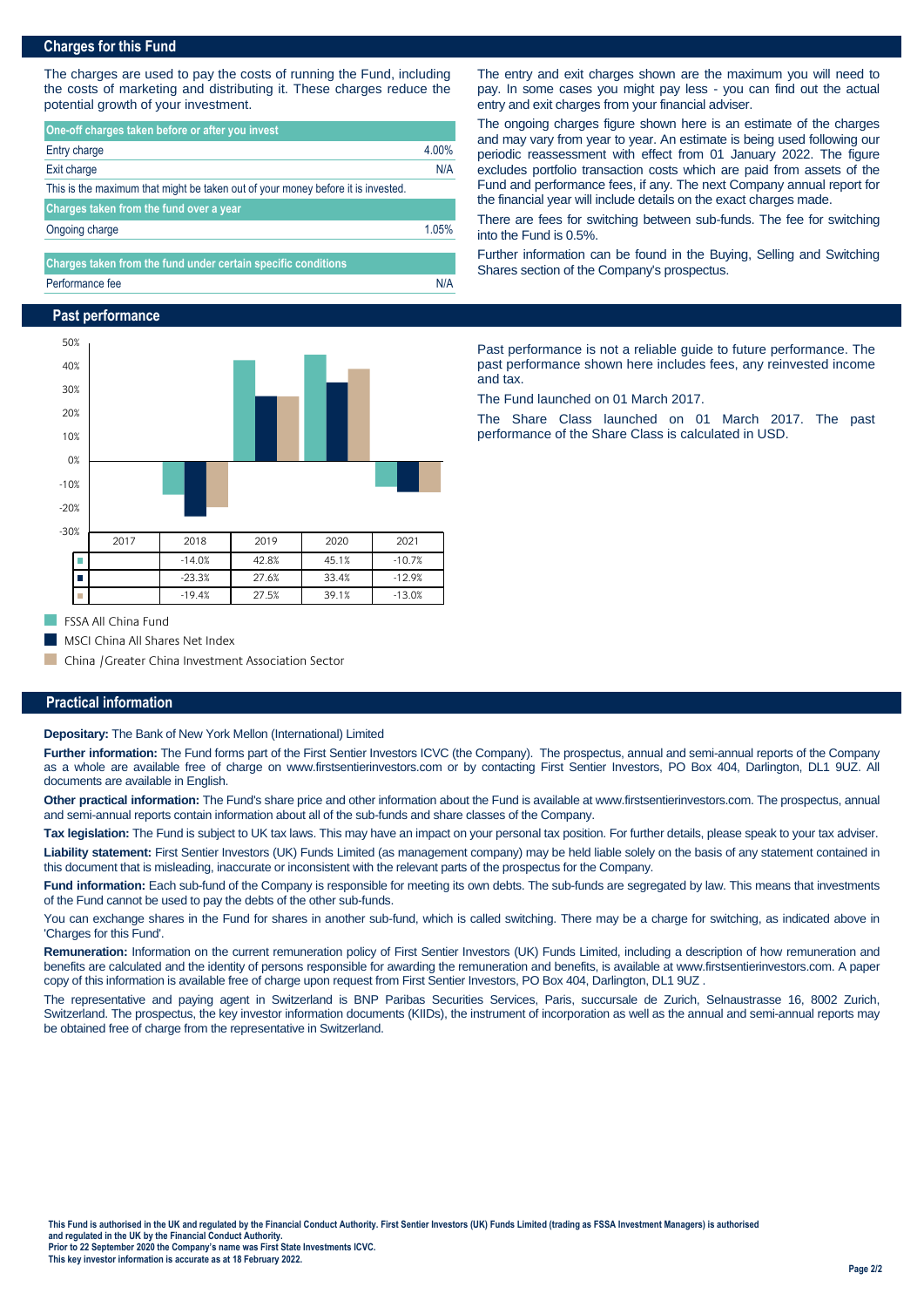## Charges for this Fund

The charges are used to pay the costs of running the Fund, including the costs of marketing and distributing it. These charges reduce the potential growth of your investment.

| One-off charges taken before or after you invest | |
|---|---|
| Entry charge | 4.00% |
| Exit charge | N/A |
| This is the maximum that might be taken out of your money before it is invested. | |
| **Charges taken from the fund over a year** | |
| Ongoing charge | 1.05% |
| **Charges taken from the fund under certain specific conditions** | |
| Performance fee | N/A |

The entry and exit charges shown are the maximum you will need to pay. In some cases you might pay less - you can find out the actual entry and exit charges from your financial adviser.

The ongoing charges figure shown here is an estimate of the charges and may vary from year to year. An estimate is being used following our periodic reassessment with effect from 01 January 2022. The figure excludes portfolio transaction costs which are paid from assets of the Fund and performance fees, if any. The next Company annual report for the financial year will include details on the exact charges made.

There are fees for switching between sub-funds. The fee for switching into the Fund is 0.5%.

Further information can be found in the Buying, Selling and Switching Shares section of the Company's prospectus.

## Past performance

50%
40%
30%
20%
10%
0%
-10%
-20%
-30%

| | 2017 | 2018 | 2019 | 2020 | 2021 |
|---|---|---|---|---|---|
| FSSA All China Fund | | -14.0% | 42.8% | 45.1% | -10.7% |
| MSCI China All Shares Net Index | | -23.3% | 27.6% | 33.4% | -12.9% |
| China /Greater China Investment Association Sector | | -19.4% | 27.5% | 39.1% | -13.0% |

FSSA All China Fund
MSCI China All Shares Net Index
China /Greater China Investment Association Sector

Past performance is not a reliable guide to future performance. The past performance shown here includes fees, any reinvested income and tax.

The Fund launched on 01 March 2017.

The Share Class launched on 01 March 2017. The past performance of the Share Class is calculated in USD.

## Practical information

**Depositary:** The Bank of New York Mellon (International) Limited

**Further information:** The Fund forms part of the First Sentier Investors ICVC (the Company). The prospectus, annual and semi-annual reports of the Company as a whole are available free of charge on www.firstsentierinvestors.com or by contacting First Sentier Investors, PO Box 404, Darlington, DL1 9UZ. All documents are available in English.

**Other practical information:** The Fund's share price and other information about the Fund is available at www.firstsentierinvestors.com. The prospectus, annual and semi-annual reports contain information about all of the sub-funds and share classes of the Company.

**Tax legislation:** The Fund is subject to UK tax laws. This may have an impact on your personal tax position. For further details, please speak to your tax adviser.

**Liability statement:** First Sentier Investors (UK) Funds Limited (as management company) may be held liable solely on the basis of any statement contained in this document that is misleading, inaccurate or inconsistent with the relevant parts of the prospectus for the Company.

**Fund information:** Each sub-fund of the Company is responsible for meeting its own debts. The sub-funds are segregated by law. This means that investments of the Fund cannot be used to pay the debts of the other sub-funds.

You can exchange shares in the Fund for shares in another sub-fund, which is called switching. There may be a charge for switching, as indicated above in 'Charges for this Fund'.

**Remuneration:** Information on the current remuneration policy of First Sentier Investors (UK) Funds Limited, including a description of how remuneration and benefits are calculated and the identity of persons responsible for awarding the remuneration and benefits, is available at www.firstsentierinvestors.com. A paper copy of this information is available free of charge upon request from First Sentier Investors, PO Box 404, Darlington, DL1 9UZ .

The representative and paying agent in Switzerland is BNP Paribas Securities Services, Paris, succursale de Zurich, Selnaustrasse 16, 8002 Zurich, Switzerland. The prospectus, the key investor information documents (KIIDs), the instrument of incorporation as well as the annual and semi-annual reports may be obtained free of charge from the representative in Switzerland.

**This Fund is authorised in the UK and regulated by the Financial Conduct Authority. First Sentier Investors (UK) Funds Limited (trading as FSSA Investment Managers) is authorised and regulated in the UK by the Financial Conduct Authority.**
**Prior to 22 September 2020 the Company's name was First State Investments ICVC.**
**This key investor information is accurate as at 18 February 2022.**